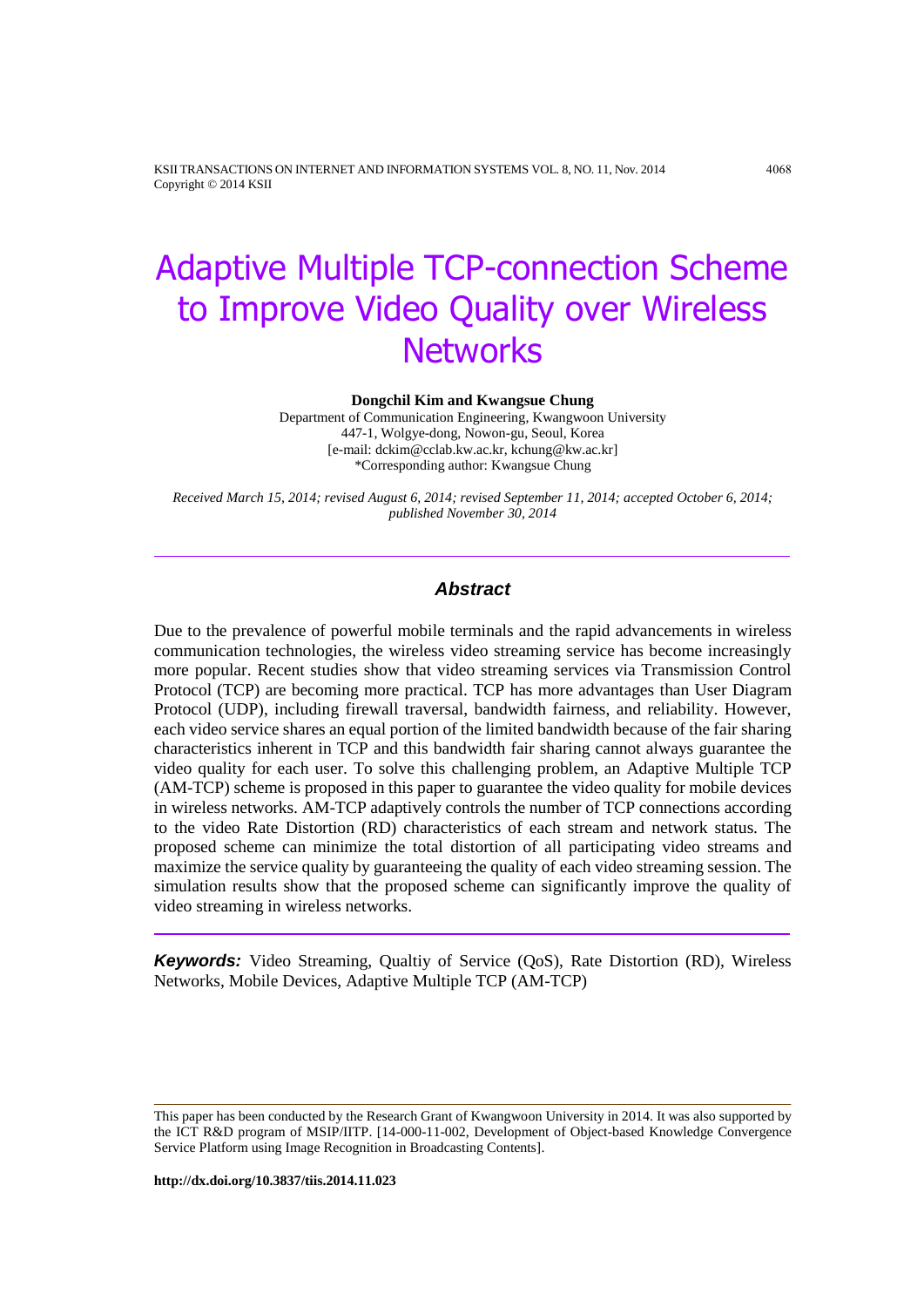# Adaptive Multiple TCP-connection Scheme to Improve Video Quality over Wireless Networks

**Dongchil Kim and Kwangsue Chung**

Department of Communication Engineering, Kwangwoon University
447-1, Wolgye-dong, Nowon-gu, Seoul, Korea
[e-mail: dckim@cclab.kw.ac.kr, kchung@kw.ac.kr]
*Corresponding author: Kwangsue Chung

*Received March 15, 2014; revised August 6, 2014; revised September 11, 2014; accepted October 6, 2014; published November 30, 2014*

## Abstract

Due to the prevalence of powerful mobile terminals and the rapid advancements in wireless communication technologies, the wireless video streaming service has become increasingly more popular. Recent studies show that video streaming services via Transmission Control Protocol (TCP) are becoming more practical. TCP has more advantages than User Diagram Protocol (UDP), including firewall traversal, bandwidth fairness, and reliability. However, each video service shares an equal portion of the limited bandwidth because of the fair sharing characteristics inherent in TCP and this bandwidth fair sharing cannot always guarantee the video quality for each user. To solve this challenging problem, an Adaptive Multiple TCP (AM-TCP) scheme is proposed in this paper to guarantee the video quality for mobile devices in wireless networks. AM-TCP adaptively controls the number of TCP connections according to the video Rate Distortion (RD) characteristics of each stream and network status. The proposed scheme can minimize the total distortion of all participating video streams and maximize the service quality by guaranteeing the quality of each video streaming session. The simulation results show that the proposed scheme can significantly improve the quality of video streaming in wireless networks.

***Keywords:*** Video Streaming, Qualtiy of Service (QoS), Rate Distortion (RD), Wireless Networks, Mobile Devices, Adaptive Multiple TCP (AM-TCP)

---

This paper has been conducted by the Research Grant of Kwangwoon University in 2014. It was also supported by the ICT R&D program of MSIP/IITP. [14-000-11-002, Development of Object-based Knowledge Convergence Service Platform using Image Recognition in Broadcasting Contents].

**http://dx.doi.org/10.3837/tiis.2014.11.023**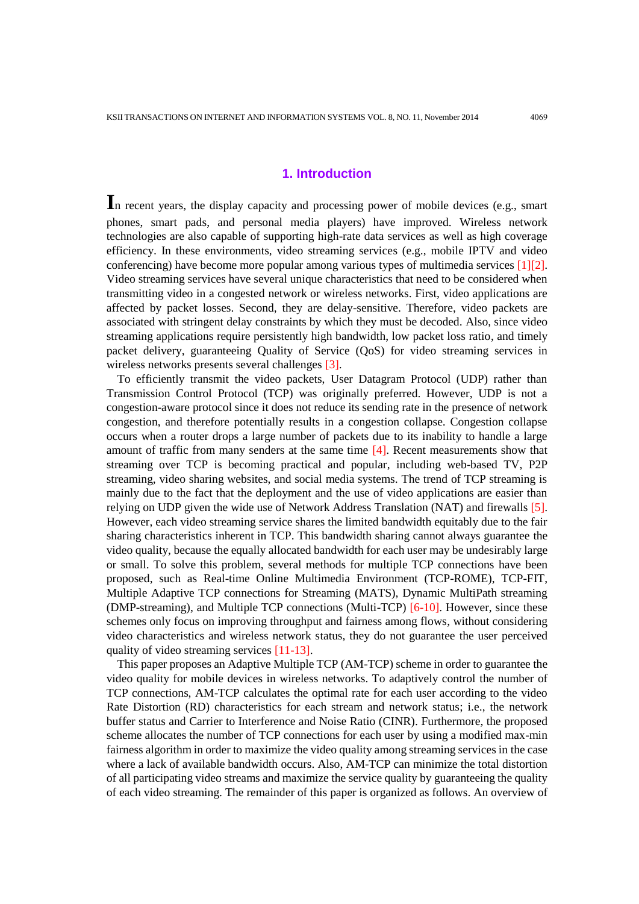## 1. Introduction

In recent years, the display capacity and processing power of mobile devices (e.g., smart phones, smart pads, and personal media players) have improved. Wireless network technologies are also capable of supporting high-rate data services as well as high coverage efficiency. In these environments, video streaming services (e.g., mobile IPTV and video conferencing) have become more popular among various types of multimedia services [1][2]. Video streaming services have several unique characteristics that need to be considered when transmitting video in a congested network or wireless networks. First, video applications are affected by packet losses. Second, they are delay-sensitive. Therefore, video packets are associated with stringent delay constraints by which they must be decoded. Also, since video streaming applications require persistently high bandwidth, low packet loss ratio, and timely packet delivery, guaranteeing Quality of Service (QoS) for video streaming services in wireless networks presents several challenges [3].

To efficiently transmit the video packets, User Datagram Protocol (UDP) rather than Transmission Control Protocol (TCP) was originally preferred. However, UDP is not a congestion-aware protocol since it does not reduce its sending rate in the presence of network congestion, and therefore potentially results in a congestion collapse. Congestion collapse occurs when a router drops a large number of packets due to its inability to handle a large amount of traffic from many senders at the same time [4]. Recent measurements show that streaming over TCP is becoming practical and popular, including web-based TV, P2P streaming, video sharing websites, and social media systems. The trend of TCP streaming is mainly due to the fact that the deployment and the use of video applications are easier than relying on UDP given the wide use of Network Address Translation (NAT) and firewalls [5]. However, each video streaming service shares the limited bandwidth equitably due to the fair sharing characteristics inherent in TCP. This bandwidth sharing cannot always guarantee the video quality, because the equally allocated bandwidth for each user may be undesirably large or small. To solve this problem, several methods for multiple TCP connections have been proposed, such as Real-time Online Multimedia Environment (TCP-ROME), TCP-FIT, Multiple Adaptive TCP connections for Streaming (MATS), Dynamic MultiPath streaming (DMP-streaming), and Multiple TCP connections (Multi-TCP) [6-10]. However, since these schemes only focus on improving throughput and fairness among flows, without considering video characteristics and wireless network status, they do not guarantee the user perceived quality of video streaming services [11-13].

This paper proposes an Adaptive Multiple TCP (AM-TCP) scheme in order to guarantee the video quality for mobile devices in wireless networks. To adaptively control the number of TCP connections, AM-TCP calculates the optimal rate for each user according to the video Rate Distortion (RD) characteristics for each stream and network status; i.e., the network buffer status and Carrier to Interference and Noise Ratio (CINR). Furthermore, the proposed scheme allocates the number of TCP connections for each user by using a modified max-min fairness algorithm in order to maximize the video quality among streaming services in the case where a lack of available bandwidth occurs. Also, AM-TCP can minimize the total distortion of all participating video streams and maximize the service quality by guaranteeing the quality of each video streaming. The remainder of this paper is organized as follows. An overview of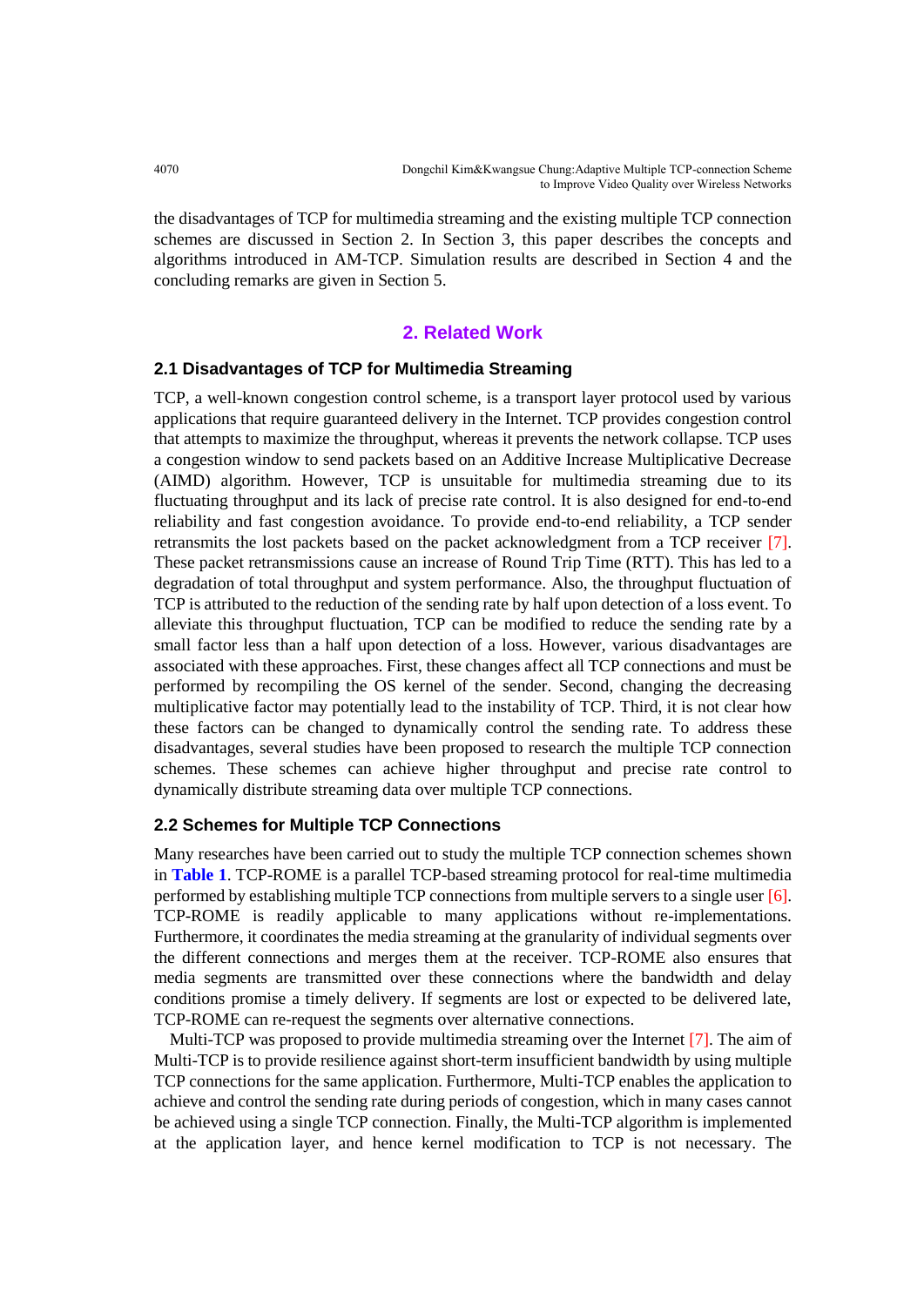the disadvantages of TCP for multimedia streaming and the existing multiple TCP connection schemes are discussed in Section 2. In Section 3, this paper describes the concepts and algorithms introduced in AM-TCP. Simulation results are described in Section 4 and the concluding remarks are given in Section 5.

## 2. Related Work

### 2.1 Disadvantages of TCP for Multimedia Streaming

TCP, a well-known congestion control scheme, is a transport layer protocol used by various applications that require guaranteed delivery in the Internet. TCP provides congestion control that attempts to maximize the throughput, whereas it prevents the network collapse. TCP uses a congestion window to send packets based on an Additive Increase Multiplicative Decrease (AIMD) algorithm. However, TCP is unsuitable for multimedia streaming due to its fluctuating throughput and its lack of precise rate control. It is also designed for end-to-end reliability and fast congestion avoidance. To provide end-to-end reliability, a TCP sender retransmits the lost packets based on the packet acknowledgment from a TCP receiver [7]. These packet retransmissions cause an increase of Round Trip Time (RTT). This has led to a degradation of total throughput and system performance. Also, the throughput fluctuation of TCP is attributed to the reduction of the sending rate by half upon detection of a loss event. To alleviate this throughput fluctuation, TCP can be modified to reduce the sending rate by a small factor less than a half upon detection of a loss. However, various disadvantages are associated with these approaches. First, these changes affect all TCP connections and must be performed by recompiling the OS kernel of the sender. Second, changing the decreasing multiplicative factor may potentially lead to the instability of TCP. Third, it is not clear how these factors can be changed to dynamically control the sending rate. To address these disadvantages, several studies have been proposed to research the multiple TCP connection schemes. These schemes can achieve higher throughput and precise rate control to dynamically distribute streaming data over multiple TCP connections.

### 2.2 Schemes for Multiple TCP Connections

Many researches have been carried out to study the multiple TCP connection schemes shown in **Table 1**. TCP-ROME is a parallel TCP-based streaming protocol for real-time multimedia performed by establishing multiple TCP connections from multiple servers to a single user [6]. TCP-ROME is readily applicable to many applications without re-implementations. Furthermore, it coordinates the media streaming at the granularity of individual segments over the different connections and merges them at the receiver. TCP-ROME also ensures that media segments are transmitted over these connections where the bandwidth and delay conditions promise a timely delivery. If segments are lost or expected to be delivered late, TCP-ROME can re-request the segments over alternative connections.

Multi-TCP was proposed to provide multimedia streaming over the Internet [7]. The aim of Multi-TCP is to provide resilience against short-term insufficient bandwidth by using multiple TCP connections for the same application. Furthermore, Multi-TCP enables the application to achieve and control the sending rate during periods of congestion, which in many cases cannot be achieved using a single TCP connection. Finally, the Multi-TCP algorithm is implemented at the application layer, and hence kernel modification to TCP is not necessary. The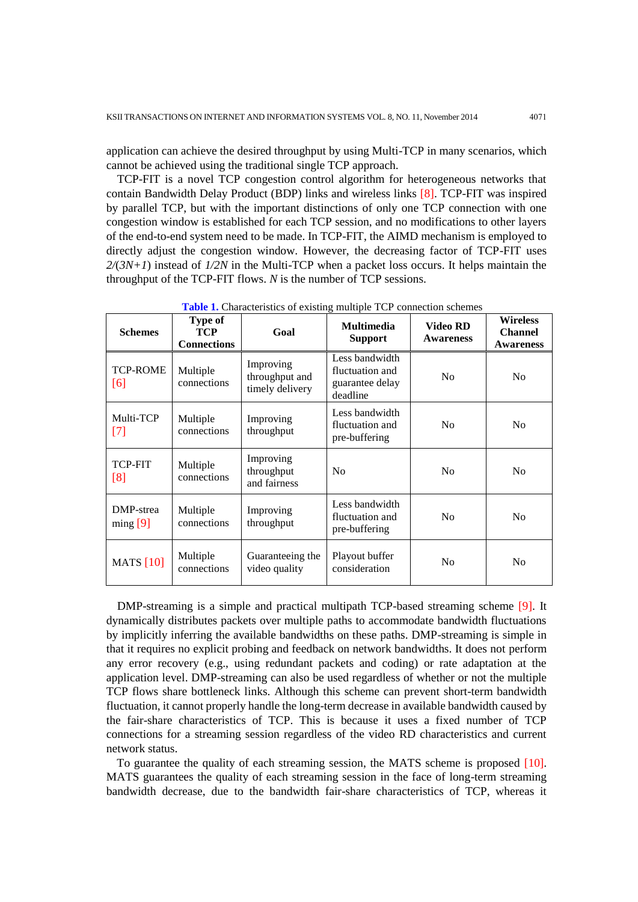application can achieve the desired throughput by using Multi-TCP in many scenarios, which cannot be achieved using the traditional single TCP approach.

TCP-FIT is a novel TCP congestion control algorithm for heterogeneous networks that contain Bandwidth Delay Product (BDP) links and wireless links [8]. TCP-FIT was inspired by parallel TCP, but with the important distinctions of only one TCP connection with one congestion window is established for each TCP session, and no modifications to other layers of the end-to-end system need to be made. In TCP-FIT, the AIMD mechanism is employed to directly adjust the congestion window. However, the decreasing factor of TCP-FIT uses $2/(3N+1)$ instead of $1/2N$ in the Multi-TCP when a packet loss occurs. It helps maintain the throughput of the TCP-FIT flows. $N$ is the number of TCP sessions.

**Table 1.** Characteristics of existing multiple TCP connection schemes

| Schemes | Type of TCP Connections | Goal | Multimedia Support | Video RD Awareness | Wireless Channel Awareness |
|---|---|---|---|---|---|
| TCP-ROME [6] | Multiple connections | Improving throughput and timely delivery | Less bandwidth fluctuation and guarantee delay deadline | No | No |
| Multi-TCP [7] | Multiple connections | Improving throughput | Less bandwidth fluctuation and pre-buffering | No | No |
| TCP-FIT [8] | Multiple connections | Improving throughput and fairness | No | No | No |
| DMP-streaming [9] | Multiple connections | Improving throughput | Less bandwidth fluctuation and pre-buffering | No | No |
| MATS [10] | Multiple connections | Guaranteeing the video quality | Playout buffer consideration | No | No |

DMP-streaming is a simple and practical multipath TCP-based streaming scheme [9]. It dynamically distributes packets over multiple paths to accommodate bandwidth fluctuations by implicitly inferring the available bandwidths on these paths. DMP-streaming is simple in that it requires no explicit probing and feedback on network bandwidths. It does not perform any error recovery (e.g., using redundant packets and coding) or rate adaptation at the application level. DMP-streaming can also be used regardless of whether or not the multiple TCP flows share bottleneck links. Although this scheme can prevent short-term bandwidth fluctuation, it cannot properly handle the long-term decrease in available bandwidth caused by the fair-share characteristics of TCP. This is because it uses a fixed number of TCP connections for a streaming session regardless of the video RD characteristics and current network status.

To guarantee the quality of each streaming session, the MATS scheme is proposed [10]. MATS guarantees the quality of each streaming session in the face of long-term streaming bandwidth decrease, due to the bandwidth fair-share characteristics of TCP, whereas it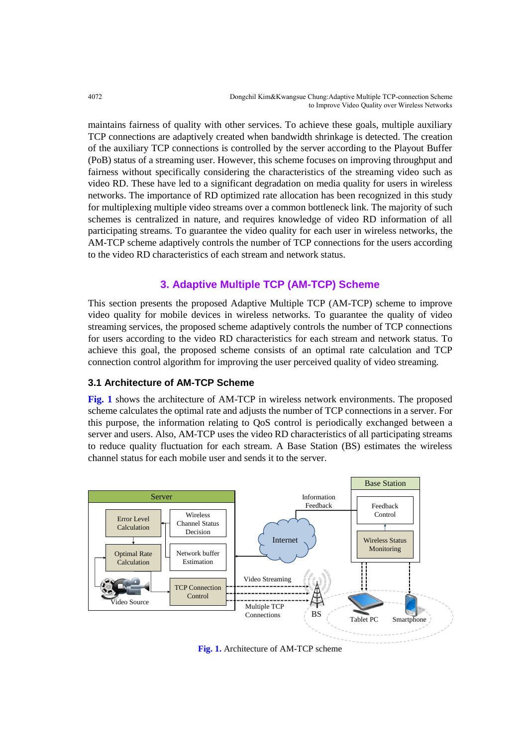maintains fairness of quality with other services. To achieve these goals, multiple auxiliary TCP connections are adaptively created when bandwidth shrinkage is detected. The creation of the auxiliary TCP connections is controlled by the server according to the Playout Buffer (PoB) status of a streaming user. However, this scheme focuses on improving throughput and fairness without specifically considering the characteristics of the streaming video such as video RD. These have led to a significant degradation on media quality for users in wireless networks. The importance of RD optimized rate allocation has been recognized in this study for multiplexing multiple video streams over a common bottleneck link. The majority of such schemes is centralized in nature, and requires knowledge of video RD information of all participating streams. To guarantee the video quality for each user in wireless networks, the AM-TCP scheme adaptively controls the number of TCP connections for the users according to the video RD characteristics of each stream and network status.

## 3. Adaptive Multiple TCP (AM-TCP) Scheme

This section presents the proposed Adaptive Multiple TCP (AM-TCP) scheme to improve video quality for mobile devices in wireless networks. To guarantee the quality of video streaming services, the proposed scheme adaptively controls the number of TCP connections for users according to the video RD characteristics for each stream and network status. To achieve this goal, the proposed scheme consists of an optimal rate calculation and TCP connection control algorithm for improving the user perceived quality of video streaming.

### 3.1 Architecture of AM-TCP Scheme

**Fig. 1** shows the architecture of AM-TCP in wireless network environments. The proposed scheme calculates the optimal rate and adjusts the number of TCP connections in a server. For this purpose, the information relating to QoS control is periodically exchanged between a server and users. Also, AM-TCP uses the video RD characteristics of all participating streams to reduce quality fluctuation for each stream. A Base Station (BS) estimates the wireless channel status for each mobile user and sends it to the server.

**Fig. 1.** Architecture of AM-TCP scheme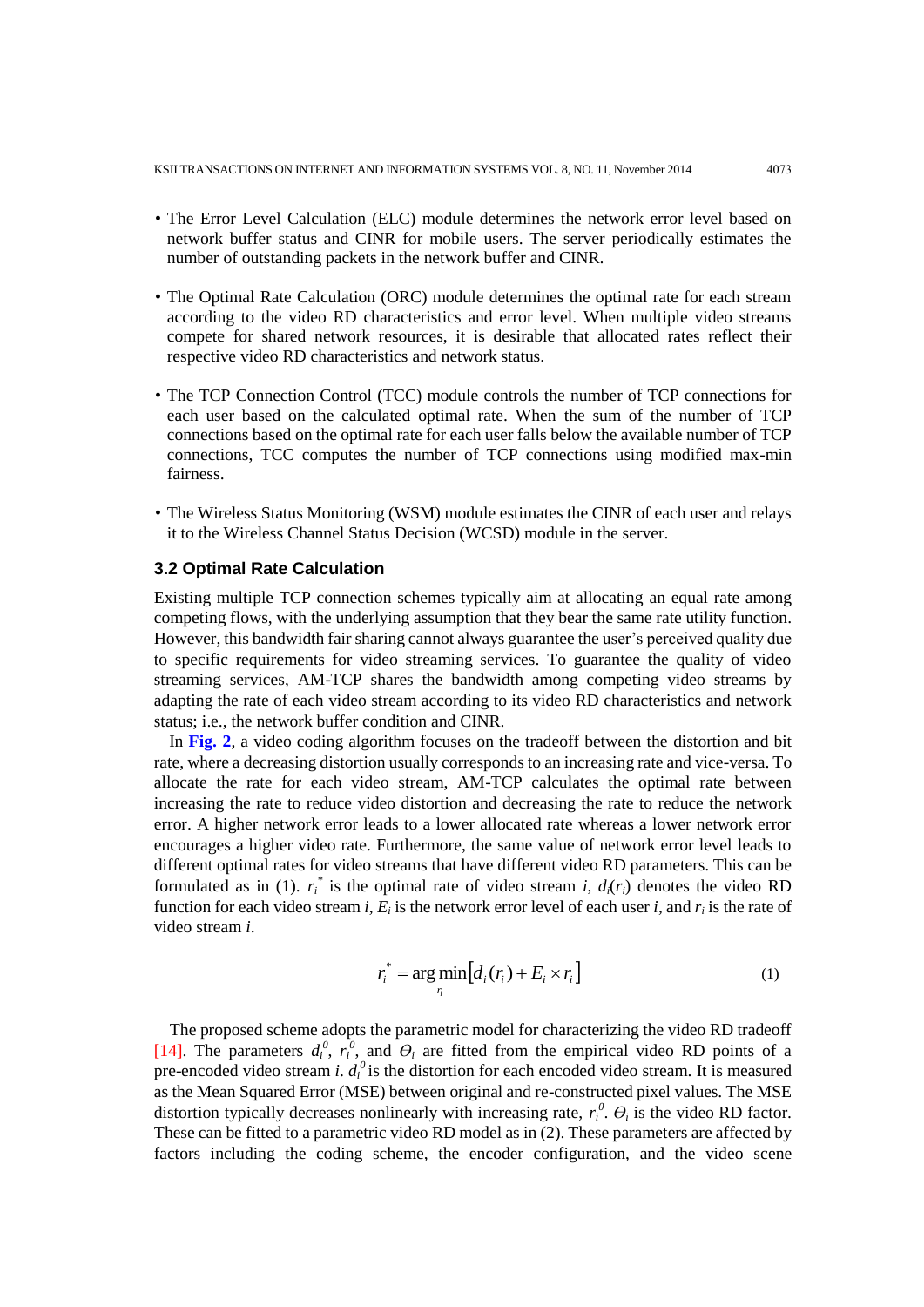- The Error Level Calculation (ELC) module determines the network error level based on network buffer status and CINR for mobile users. The server periodically estimates the number of outstanding packets in the network buffer and CINR.
- The Optimal Rate Calculation (ORC) module determines the optimal rate for each stream according to the video RD characteristics and error level. When multiple video streams compete for shared network resources, it is desirable that allocated rates reflect their respective video RD characteristics and network status.
- The TCP Connection Control (TCC) module controls the number of TCP connections for each user based on the calculated optimal rate. When the sum of the number of TCP connections based on the optimal rate for each user falls below the available number of TCP connections, TCC computes the number of TCP connections using modified max-min fairness.
- The Wireless Status Monitoring (WSM) module estimates the CINR of each user and relays it to the Wireless Channel Status Decision (WCSD) module in the server.

### 3.2 Optimal Rate Calculation

Existing multiple TCP connection schemes typically aim at allocating an equal rate among competing flows, with the underlying assumption that they bear the same rate utility function. However, this bandwidth fair sharing cannot always guarantee the user's perceived quality due to specific requirements for video streaming services. To guarantee the quality of video streaming services, AM-TCP shares the bandwidth among competing video streams by adapting the rate of each video stream according to its video RD characteristics and network status; i.e., the network buffer condition and CINR.

In **Fig. 2**, a video coding algorithm focuses on the tradeoff between the distortion and bit rate, where a decreasing distortion usually corresponds to an increasing rate and vice-versa. To allocate the rate for each video stream, AM-TCP calculates the optimal rate between increasing the rate to reduce video distortion and decreasing the rate to reduce the network error. A higher network error leads to a lower allocated rate whereas a lower network error encourages a higher video rate. Furthermore, the same value of network error level leads to different optimal rates for video streams that have different video RD parameters. This can be formulated as in (1). $r_i^*$ is the optimal rate of video stream $i$, $d_i(r_i)$ denotes the video RD function for each video stream $i$, $E_i$ is the network error level of each user $i$, and $r_i$ is the rate of video stream $i$.

$$r_i^* = \arg\min_{r_i}\left[d_i(r_i) + E_i \times r_i\right] \tag{1}$$

The proposed scheme adopts the parametric model for characterizing the video RD tradeoff [14]. The parameters $d_i^0$, $r_i^0$, and $\Theta_i$ are fitted from the empirical video RD points of a pre-encoded video stream $i$. $d_i^0$ is the distortion for each encoded video stream. It is measured as the Mean Squared Error (MSE) between original and re-constructed pixel values. The MSE distortion typically decreases nonlinearly with increasing rate, $r_i^0$. $\Theta_i$ is the video RD factor. These can be fitted to a parametric video RD model as in (2). These parameters are affected by factors including the coding scheme, the encoder configuration, and the video scene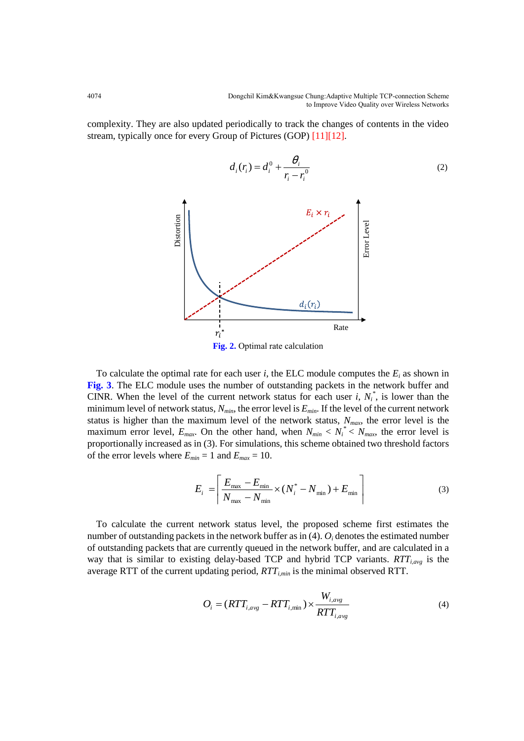complexity. They are also updated periodically to track the changes of contents in the video stream, typically once for every Group of Pictures (GOP) [11][12].

$$d_i(r_i) = d_i^0 + \frac{\theta_i}{r_i - r_i^0} \tag{2}$$

**Fig. 2.** Optimal rate calculation

To calculate the optimal rate for each user $i$, the ELC module computes the $E_i$ as shown in **Fig. 3**. The ELC module uses the number of outstanding packets in the network buffer and CINR. When the level of the current network status for each user $i$, $N_i^*$, is lower than the minimum level of network status, $N_{min}$, the error level is $E_{min}$. If the level of the current network status is higher than the maximum level of the network status, $N_{max}$, the error level is the maximum error level, $E_{max}$. On the other hand, when $N_{min} < N_i^* < N_{max}$, the error level is proportionally increased as in (3). For simulations, this scheme obtained two threshold factors of the error levels where $E_{min} = 1$ and $E_{max} = 10$.

$$E_i = \left\lceil \frac{E_{\max} - E_{\min}}{N_{\max} - N_{\min}} \times (N_i^* - N_{\min}) + E_{\min} \right\rceil \tag{3}$$

To calculate the current network status level, the proposed scheme first estimates the number of outstanding packets in the network buffer as in (4). $O_i$ denotes the estimated number of outstanding packets that are currently queued in the network buffer, and are calculated in a way that is similar to existing delay-based TCP and hybrid TCP variants. $RTT_{i,avg}$ is the average RTT of the current updating period, $RTT_{i,min}$ is the minimal observed RTT.

$$O_i = (RTT_{i,avg} - RTT_{i,\min}) \times \frac{W_{i,avg}}{RTT_{i,avg}} \tag{4}$$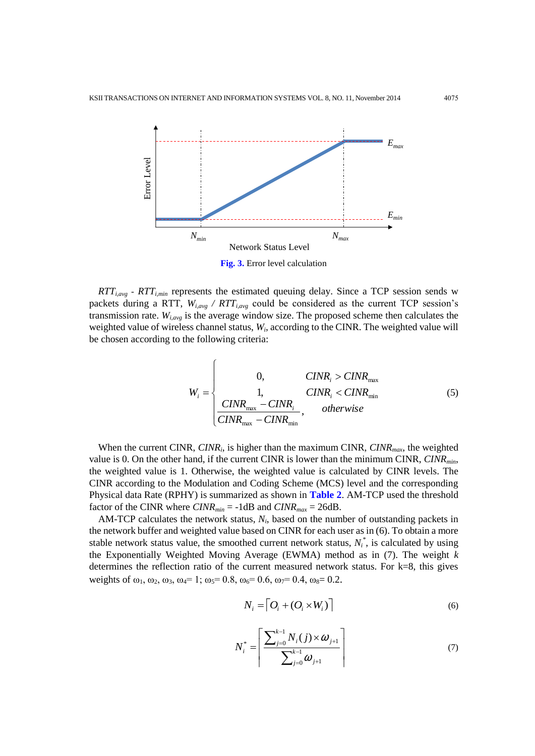Fig. 3. Error level calculation

$RTT_{i,avg}$ - $RTT_{i,min}$ represents the estimated queuing delay. Since a TCP session sends w packets during a RTT, $W_{i,avg}$ / $RTT_{i,avg}$ could be considered as the current TCP session's transmission rate. $W_{i,avg}$ is the average window size. The proposed scheme then calculates the weighted value of wireless channel status, $W_i$, according to the CINR. The weighted value will be chosen according to the following criteria:

$$W_i = \begin{cases} 0, & CINR_i > CINR_{\max} \\ 1, & CINR_i < CINR_{\min} \\ \dfrac{CINR_{\max} - CINR_i}{CINR_{\max} - CINR_{\min}}, & otherwise \end{cases} \tag{5}$$

When the current CINR, $CINR_i$, is higher than the maximum CINR, $CINR_{max}$, the weighted value is 0. On the other hand, if the current CINR is lower than the minimum CINR, $CINR_{min}$, the weighted value is 1. Otherwise, the weighted value is calculated by CINR levels. The CINR according to the Modulation and Coding Scheme (MCS) level and the corresponding Physical data Rate (RPHY) is summarized as shown in **Table 2**. AM-TCP used the threshold factor of the CINR where $CINR_{min}$ = -1dB and $CINR_{max}$ = 26dB.

AM-TCP calculates the network status, $N_i$, based on the number of outstanding packets in the network buffer and weighted value based on CINR for each user as in (6). To obtain a more stable network status value, the smoothed current network status, $N_i^*$, is calculated by using the Exponentially Weighted Moving Average (EWMA) method as in (7). The weight $k$ determines the reflection ratio of the current measured network status. For k=8, this gives weights of $\omega_1$, $\omega_2$, $\omega_3$, $\omega_4$= 1; $\omega_5$= 0.8, $\omega_6$= 0.6, $\omega_7$= 0.4, $\omega_8$= 0.2.

$$N_i = \lceil O_i + (O_i \times W_i) \rceil \tag{6}$$

$$N_i^* = \left\lceil \frac{\sum_{j=0}^{k-1} N_i(j) \times \omega_{j+1}}{\sum_{j=0}^{k-1} \omega_{j+1}} \right\rceil \tag{7}$$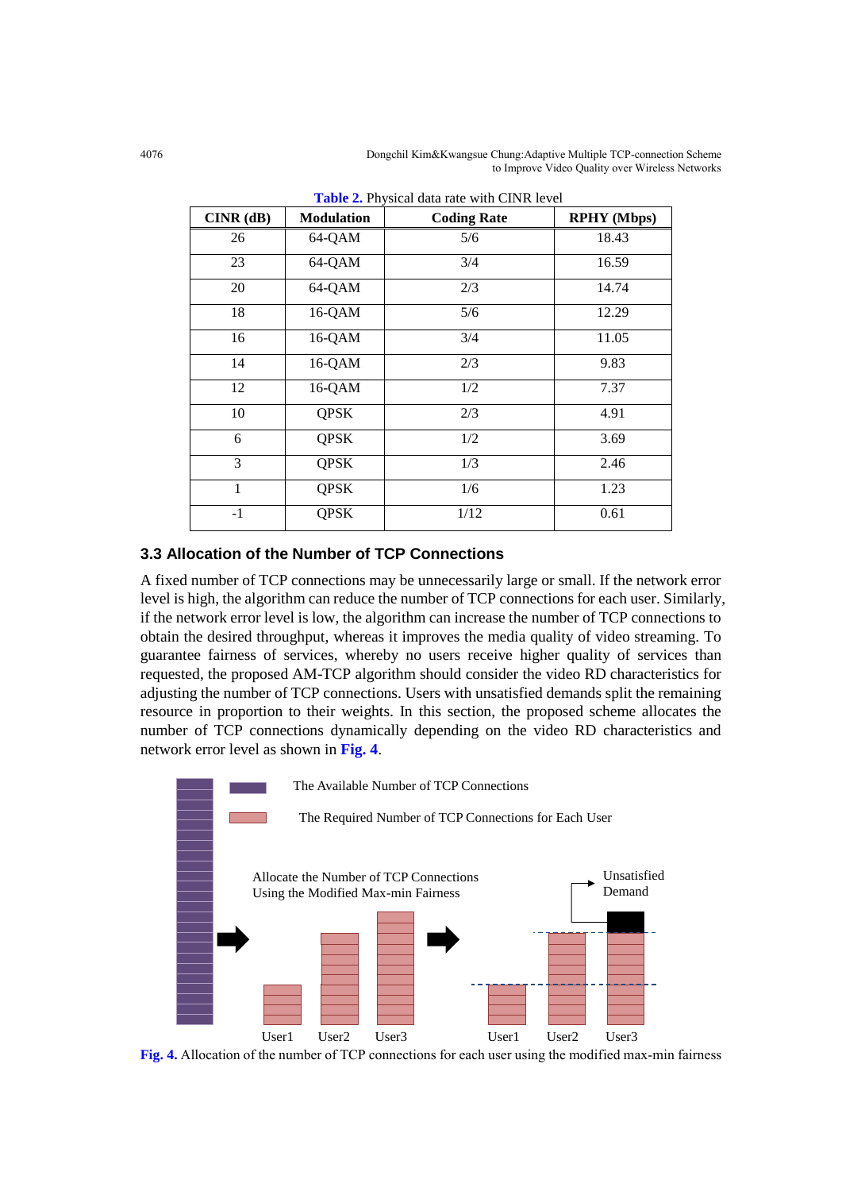**Table 2.** Physical data rate with CINR level

| CINR (dB) | Modulation | Coding Rate | RPHY (Mbps) |
|---|---|---|---|
| 26 | 64-QAM | 5/6 | 18.43 |
| 23 | 64-QAM | 3/4 | 16.59 |
| 20 | 64-QAM | 2/3 | 14.74 |
| 18 | 16-QAM | 5/6 | 12.29 |
| 16 | 16-QAM | 3/4 | 11.05 |
| 14 | 16-QAM | 2/3 | 9.83 |
| 12 | 16-QAM | 1/2 | 7.37 |
| 10 | QPSK | 2/3 | 4.91 |
| 6 | QPSK | 1/2 | 3.69 |
| 3 | QPSK | 1/3 | 2.46 |
| 1 | QPSK | 1/6 | 1.23 |
| -1 | QPSK | 1/12 | 0.61 |

### 3.3 Allocation of the Number of TCP Connections

A fixed number of TCP connections may be unnecessarily large or small. If the network error level is high, the algorithm can reduce the number of TCP connections for each user. Similarly, if the network error level is low, the algorithm can increase the number of TCP connections to obtain the desired throughput, whereas it improves the media quality of video streaming. To guarantee fairness of services, whereby no users receive higher quality of services than requested, the proposed AM-TCP algorithm should consider the video RD characteristics for adjusting the number of TCP connections. Users with unsatisfied demands split the remaining resource in proportion to their weights. In this section, the proposed scheme allocates the number of TCP connections dynamically depending on the video RD characteristics and network error level as shown in **Fig. 4**.

The Available Number of TCP Connections

The Required Number of TCP Connections for Each User

Allocate the Number of TCP Connections Using the Modified Max-min Fairness

Unsatisfied Demand

User1 User2 User3 User1 User2 User3

**Fig. 4.** Allocation of the number of TCP connections for each user using the modified max-min fairness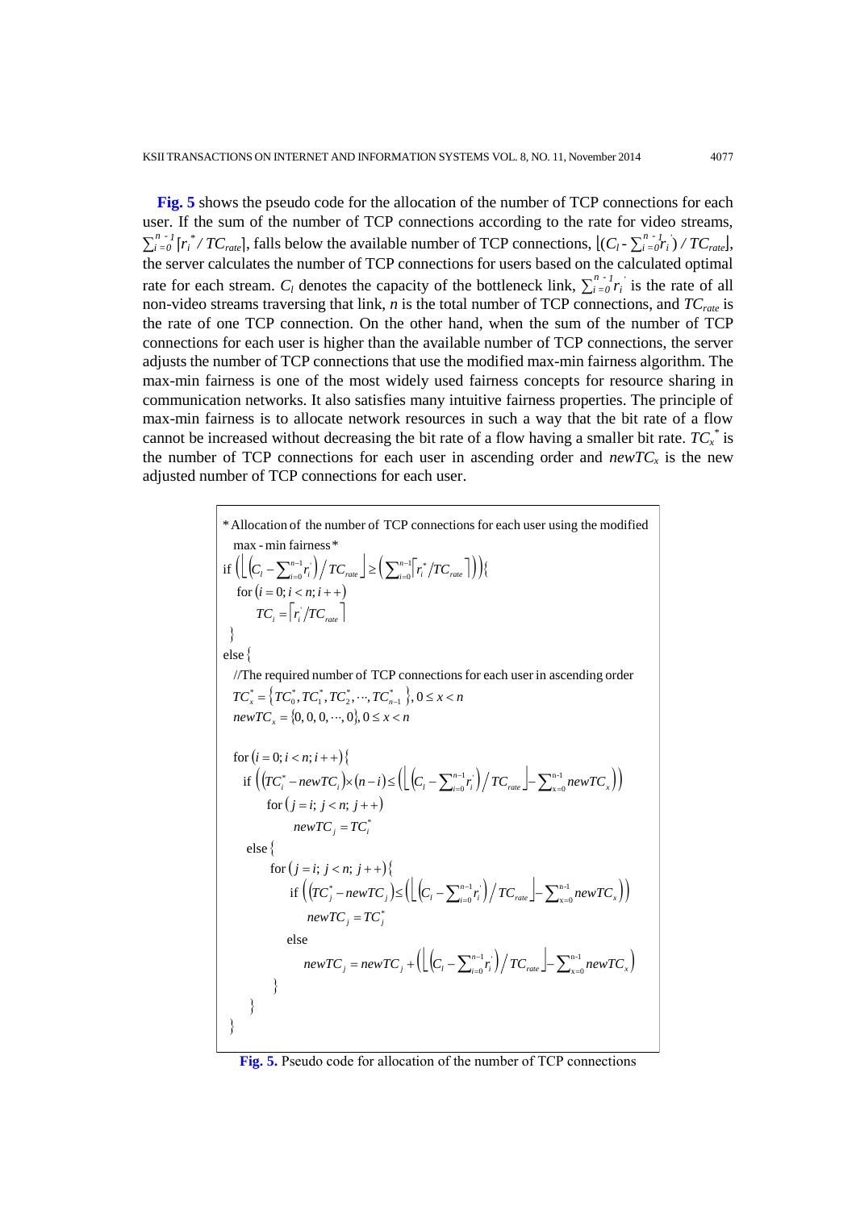**Fig. 5** shows the pseudo code for the allocation of the number of TCP connections for each user. If the sum of the number of TCP connections according to the rate for video streams, $\sum_{i=0}^{n-1}\lceil r_i^* / TC_{rate}\rceil$, falls below the available number of TCP connections, $\lfloor (C_l - \sum_{i=0}^{n-1} r_i^{'}) / TC_{rate} \rfloor$, the server calculates the number of TCP connections for users based on the calculated optimal rate for each stream. $C_l$ denotes the capacity of the bottleneck link, $\sum_{i=0}^{n-1} r_i^{'}$ is the rate of all non-video streams traversing that link, $n$ is the total number of TCP connections, and $TC_{rate}$ is the rate of one TCP connection. On the other hand, when the sum of the number of TCP connections for each user is higher than the available number of TCP connections, the server adjusts the number of TCP connections that use the modified max-min fairness algorithm. The max-min fairness is one of the most widely used fairness concepts for resource sharing in communication networks. It also satisfies many intuitive fairness properties. The principle of max-min fairness is to allocate network resources in such a way that the bit rate of a flow cannot be increased without decreasing the bit rate of a flow having a smaller bit rate. $TC_x^*$ is the number of TCP connections for each user in ascending order and $newTC_x$ is the new adjusted number of TCP connections for each user.

```
*Allocation of the number of TCP connections for each user using the modified
  max-min fairness*
if ( ⌊(C_l − Σ_{i=0}^{n−1} r_i') / TC_rate⌋ ≥ ( Σ_{i=0}^{n−1} ⌈r_i^* / TC_rate⌉ ) ){
   for (i = 0; i < n; i++)
       TC_i = ⌈r_i' / TC_rate⌉
}
else {
   //The required number of TCP connections for each user in ascending order
   TC_x^* = {TC_0^*, TC_1^*, TC_2^*, ..., TC_{n−1}^*}, 0 ≤ x < n
   newTC_x = {0, 0, 0, ..., 0}, 0 ≤ x < n

   for (i = 0; i < n; i++){
     if ( (TC_i^* − newTC_i) × (n − i) ≤ ( ⌊(C_l − Σ_{i=0}^{n−1} r_i') / TC_rate⌋ − Σ_{x=0}^{n−1} newTC_x ) )
        for (j = i; j < n; j++)
            newTC_j = TC_i^*
     else {
        for (j = i; j < n; j++){
           if ( (TC_j^* − newTC_j) ≤ ( ⌊(C_l − Σ_{i=0}^{n−1} r_i') / TC_rate⌋ − Σ_{x=0}^{n−1} newTC_x ) )
              newTC_j = TC_j^*
           else
              newTC_j = newTC_j + ( ⌊(C_l − Σ_{i=0}^{n−1} r_i') / TC_rate⌋ − Σ_{x=0}^{n−1} newTC_x )
        }
     }
}
```

**Fig. 5.** Pseudo code for allocation of the number of TCP connections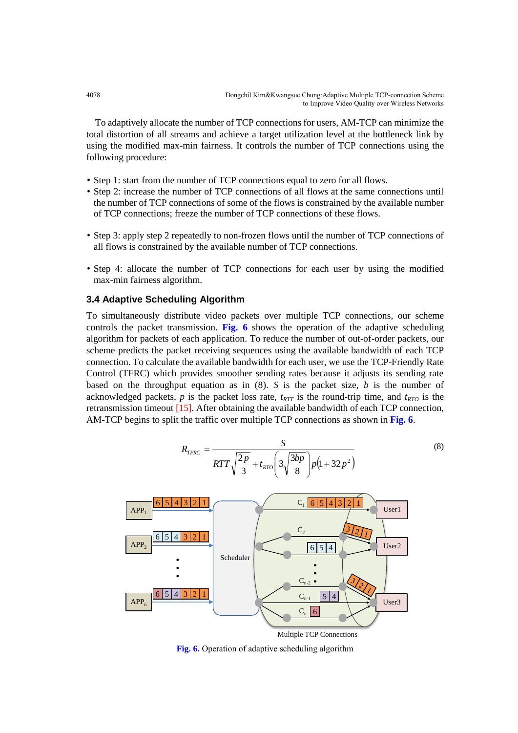To adaptively allocate the number of TCP connections for users, AM-TCP can minimize the total distortion of all streams and achieve a target utilization level at the bottleneck link by using the modified max-min fairness. It controls the number of TCP connections using the following procedure:

- Step 1: start from the number of TCP connections equal to zero for all flows.
- Step 2: increase the number of TCP connections of all flows at the same connections until the number of TCP connections of some of the flows is constrained by the available number of TCP connections; freeze the number of TCP connections of these flows.
- Step 3: apply step 2 repeatedly to non-frozen flows until the number of TCP connections of all flows is constrained by the available number of TCP connections.
- Step 4: allocate the number of TCP connections for each user by using the modified max-min fairness algorithm.

### 3.4 Adaptive Scheduling Algorithm

To simultaneously distribute video packets over multiple TCP connections, our scheme controls the packet transmission. **Fig. 6** shows the operation of the adaptive scheduling algorithm for packets of each application. To reduce the number of out-of-order packets, our scheme predicts the packet receiving sequences using the available bandwidth of each TCP connection. To calculate the available bandwidth for each user, we use the TCP-Friendly Rate Control (TFRC) which provides smoother sending rates because it adjusts its sending rate based on the throughput equation as in (8). $S$ is the packet size, $b$ is the number of acknowledged packets, $p$ is the packet loss rate, $t_{RTT}$ is the round-trip time, and $t_{RTO}$ is the retransmission timeout [15]. After obtaining the available bandwidth of each TCP connection, AM-TCP begins to split the traffic over multiple TCP connections as shown in **Fig. 6**.

$$R_{TFRC} = \frac{S}{RTT\sqrt{\frac{2p}{3}} + t_{RTO}\left(3\sqrt{\frac{3bp}{8}}\right)p\left(1+32p^{2}\right)} \tag{8}$$

**Fig. 6.** Operation of adaptive scheduling algorithm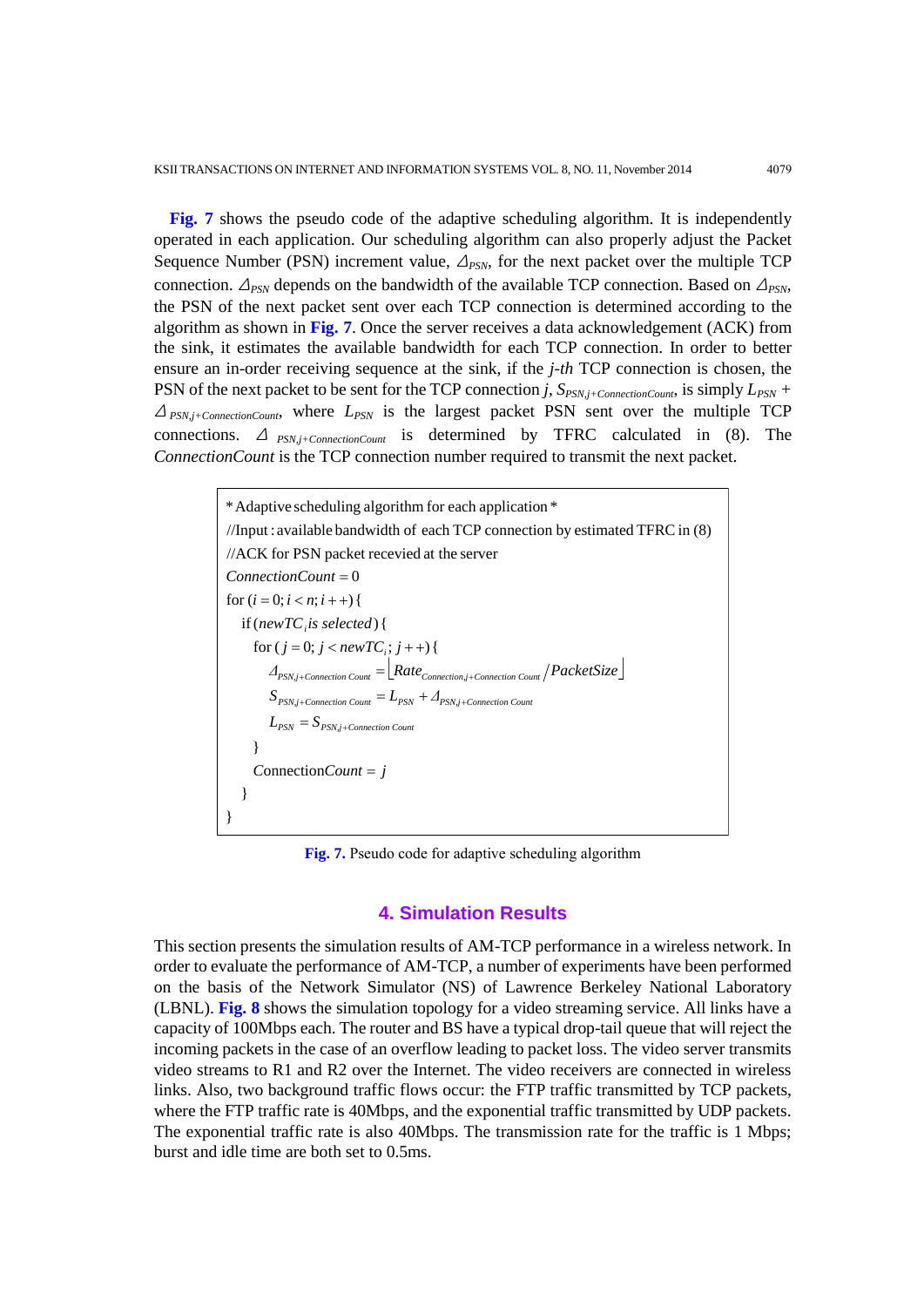**Fig. 7** shows the pseudo code of the adaptive scheduling algorithm. It is independently operated in each application. Our scheduling algorithm can also properly adjust the Packet Sequence Number (PSN) increment value, $\Delta_{PSN}$, for the next packet over the multiple TCP connection. $\Delta_{PSN}$ depends on the bandwidth of the available TCP connection. Based on $\Delta_{PSN}$, the PSN of the next packet sent over each TCP connection is determined according to the algorithm as shown in **Fig. 7**. Once the server receives a data acknowledgement (ACK) from the sink, it estimates the available bandwidth for each TCP connection. In order to better ensure an in-order receiving sequence at the sink, if the *j-th* TCP connection is chosen, the PSN of the next packet to be sent for the TCP connection *j*, $S_{PSN,j+ConnectionCount}$, is simply $L_{PSN}$ + $\Delta_{PSN,j+ConnectionCount}$, where $L_{PSN}$ is the largest packet PSN sent over the multiple TCP connections. $\Delta_{PSN,j+ConnectionCount}$ is determined by TFRC calculated in (8). The *ConnectionCount* is the TCP connection number required to transmit the next packet.

```
* Adaptive scheduling algorithm for each application *
//Input : available bandwidth of each TCP connection by estimated TFRC in (8)
//ACK for PSN packet recevied at the server
ConnectionCount = 0
for (i = 0; i < n; i++) {
  if (newTC_i is selected) {
    for ( j = 0; j < newTC_i; j++) {
      Δ_{PSN,j+Connection Count} = ⌊Rate_{Connection,j+Connection Count} / PacketSize⌋
      S_{PSN,j+Connection Count} = L_{PSN} + Δ_{PSN,j+Connection Count}
      L_{PSN} = S_{PSN,j+Connection Count}
    }
    ConnectionCount = j
  }
}
```

**Fig. 7.** Pseudo code for adaptive scheduling algorithm

## 4. Simulation Results

This section presents the simulation results of AM-TCP performance in a wireless network. In order to evaluate the performance of AM-TCP, a number of experiments have been performed on the basis of the Network Simulator (NS) of Lawrence Berkeley National Laboratory (LBNL). **Fig. 8** shows the simulation topology for a video streaming service. All links have a capacity of 100Mbps each. The router and BS have a typical drop-tail queue that will reject the incoming packets in the case of an overflow leading to packet loss. The video server transmits video streams to R1 and R2 over the Internet. The video receivers are connected in wireless links. Also, two background traffic flows occur: the FTP traffic transmitted by TCP packets, where the FTP traffic rate is 40Mbps, and the exponential traffic transmitted by UDP packets. The exponential traffic rate is also 40Mbps. The transmission rate for the traffic is 1 Mbps; burst and idle time are both set to 0.5ms.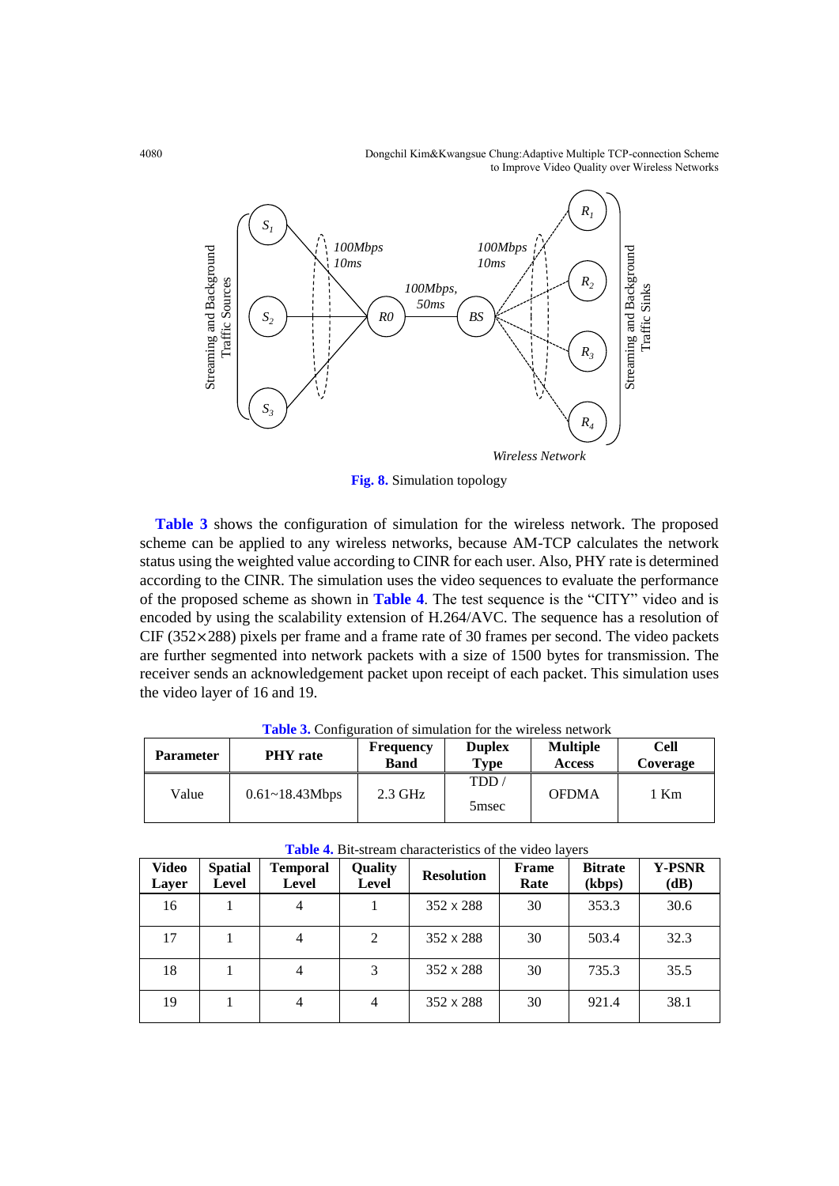**Fig. 8.** Simulation topology

**Table 3** shows the configuration of simulation for the wireless network. The proposed scheme can be applied to any wireless networks, because AM-TCP calculates the network status using the weighted value according to CINR for each user. Also, PHY rate is determined according to the CINR. The simulation uses the video sequences to evaluate the performance of the proposed scheme as shown in **Table 4**. The test sequence is the "CITY" video and is encoded by using the scalability extension of H.264/AVC. The sequence has a resolution of CIF (352×288) pixels per frame and a frame rate of 30 frames per second. The video packets are further segmented into network packets with a size of 1500 bytes for transmission. The receiver sends an acknowledgement packet upon receipt of each packet. This simulation uses the video layer of 16 and 19.

**Table 3.** Configuration of simulation for the wireless network

| Parameter | PHY rate | Frequency Band | Duplex Type | Multiple Access | Cell Coverage |
|---|---|---|---|---|---|
| Value | 0.61~18.43Mbps | 2.3 GHz | TDD / 5msec | OFDMA | 1 Km |

**Table 4.** Bit-stream characteristics of the video layers

| Video Layer | Spatial Level | Temporal Level | Quality Level | Resolution | Frame Rate | Bitrate (kbps) | Y-PSNR (dB) |
|---|---|---|---|---|---|---|---|
| 16 | 1 | 4 | 1 | 352 x 288 | 30 | 353.3 | 30.6 |
| 17 | 1 | 4 | 2 | 352 x 288 | 30 | 503.4 | 32.3 |
| 18 | 1 | 4 | 3 | 352 x 288 | 30 | 735.3 | 35.5 |
| 19 | 1 | 4 | 4 | 352 x 288 | 30 | 921.4 | 38.1 |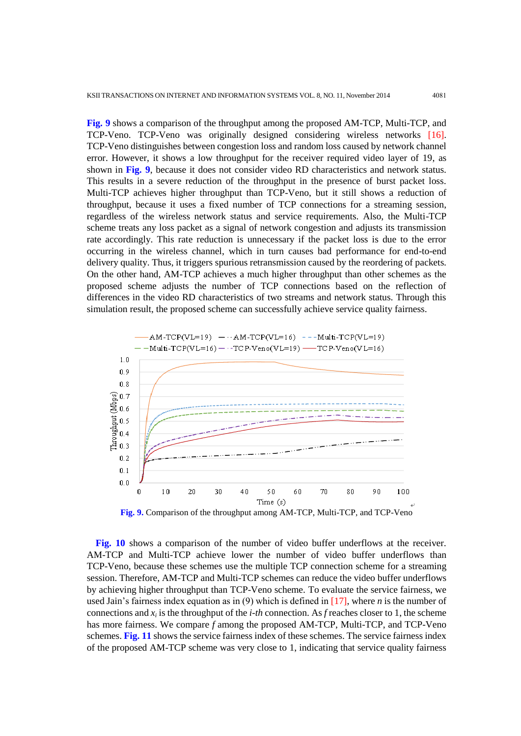**Fig. 9** shows a comparison of the throughput among the proposed AM-TCP, Multi-TCP, and TCP-Veno. TCP-Veno was originally designed considering wireless networks [16]. TCP-Veno distinguishes between congestion loss and random loss caused by network channel error. However, it shows a low throughput for the receiver required video layer of 19, as shown in **Fig. 9**, because it does not consider video RD characteristics and network status. This results in a severe reduction of the throughput in the presence of burst packet loss. Multi-TCP achieves higher throughput than TCP-Veno, but it still shows a reduction of throughput, because it uses a fixed number of TCP connections for a streaming session, regardless of the wireless network status and service requirements. Also, the Multi-TCP scheme treats any loss packet as a signal of network congestion and adjusts its transmission rate accordingly. This rate reduction is unnecessary if the packet loss is due to the error occurring in the wireless channel, which in turn causes bad performance for end-to-end delivery quality. Thus, it triggers spurious retransmission caused by the reordering of packets. On the other hand, AM-TCP achieves a much higher throughput than other schemes as the proposed scheme adjusts the number of TCP connections based on the reflection of differences in the video RD characteristics of two streams and network status. Through this simulation result, the proposed scheme can successfully achieve service quality fairness.

**Fig. 9.** Comparison of the throughput among AM-TCP, Multi-TCP, and TCP-Veno

**Fig. 10** shows a comparison of the number of video buffer underflows at the receiver. AM-TCP and Multi-TCP achieve lower the number of video buffer underflows than TCP-Veno, because these schemes use the multiple TCP connection scheme for a streaming session. Therefore, AM-TCP and Multi-TCP schemes can reduce the video buffer underflows by achieving higher throughput than TCP-Veno scheme. To evaluate the service fairness, we used Jain's fairness index equation as in (9) which is defined in [17], where $n$ is the number of connections and $x_i$ is the throughput of the $i$-$th$ connection. As $f$ reaches closer to 1, the scheme has more fairness. We compare $f$ among the proposed AM-TCP, Multi-TCP, and TCP-Veno schemes. **Fig. 11** shows the service fairness index of these schemes. The service fairness index of the proposed AM-TCP scheme was very close to 1, indicating that service quality fairness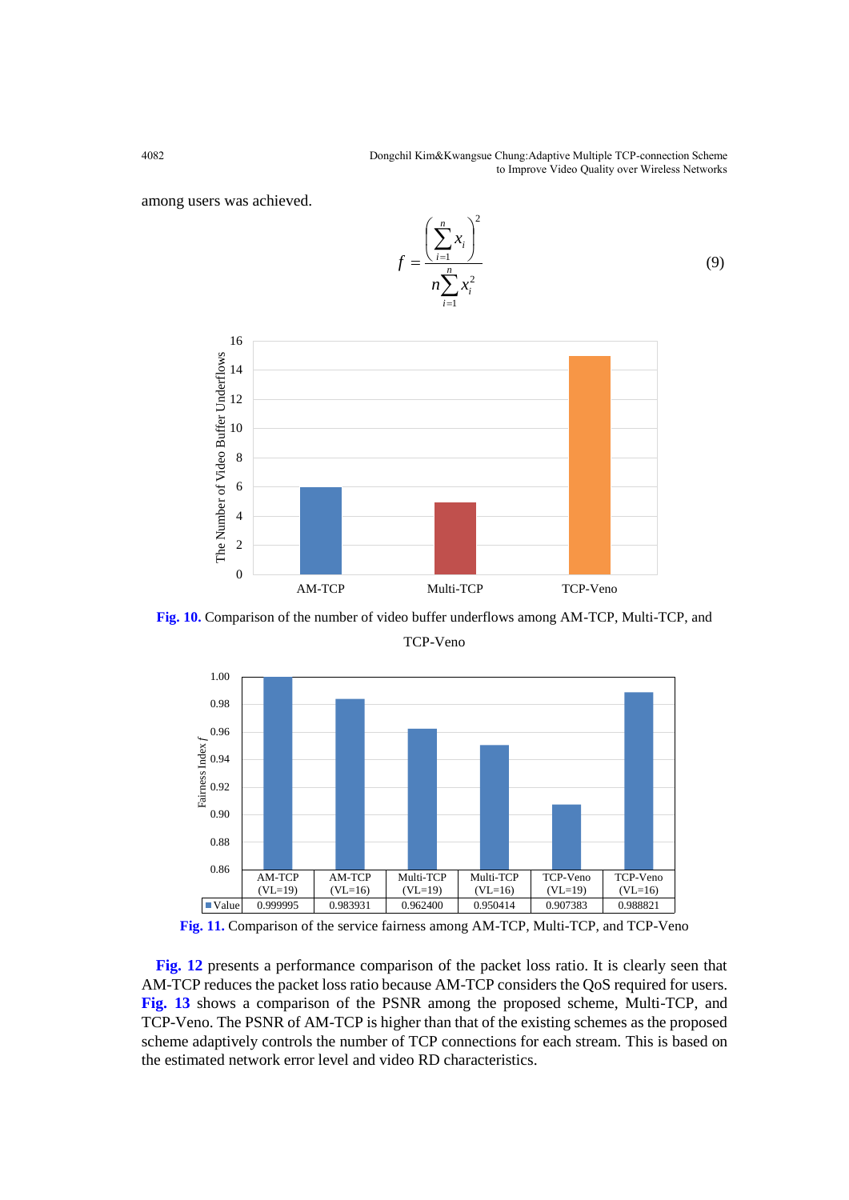among users was achieved.

$$f = \frac{\left(\sum_{i=1}^{n} x_i\right)^2}{n\sum_{i=1}^{n} x_i^2} \tag{9}$$

**Fig. 10.** Comparison of the number of video buffer underflows among AM-TCP, Multi-TCP, and TCP-Veno

| | AM-TCP (VL=19) | AM-TCP (VL=16) | Multi-TCP (VL=19) | Multi-TCP (VL=16) | TCP-Veno (VL=19) | TCP-Veno (VL=16) |
|---|---|---|---|---|---|---|
| Value | 0.999995 | 0.983931 | 0.962400 | 0.950414 | 0.907383 | 0.988821 |

**Fig. 11.** Comparison of the service fairness among AM-TCP, Multi-TCP, and TCP-Veno

**Fig. 12** presents a performance comparison of the packet loss ratio. It is clearly seen that AM-TCP reduces the packet loss ratio because AM-TCP considers the QoS required for users. **Fig. 13** shows a comparison of the PSNR among the proposed scheme, Multi-TCP, and TCP-Veno. The PSNR of AM-TCP is higher than that of the existing schemes as the proposed scheme adaptively controls the number of TCP connections for each stream. This is based on the estimated network error level and video RD characteristics.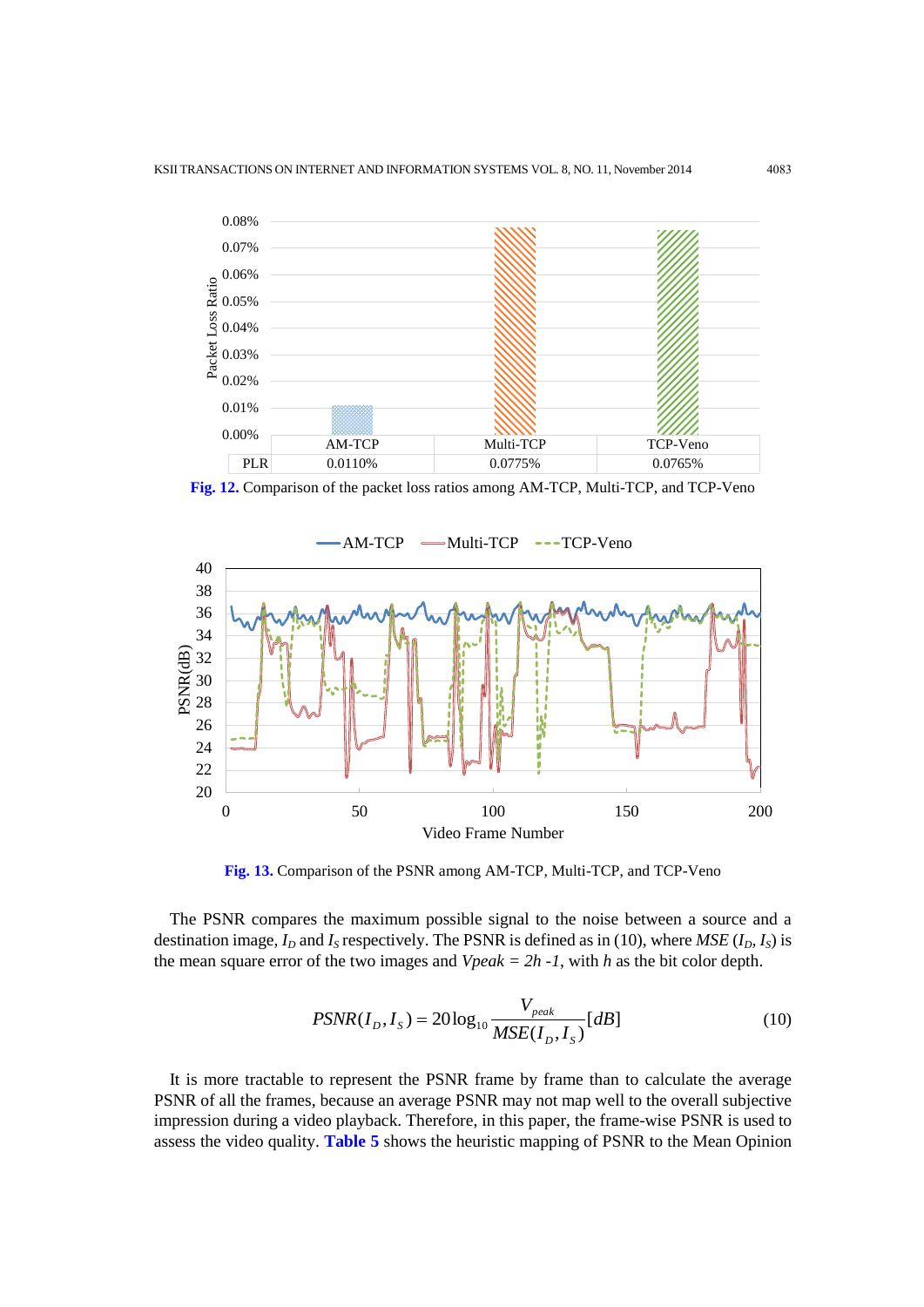Fig. 12. Comparison of the packet loss ratios among AM-TCP, Multi-TCP, and TCP-Veno

Fig. 13. Comparison of the PSNR among AM-TCP, Multi-TCP, and TCP-Veno

The PSNR compares the maximum possible signal to the noise between a source and a destination image, $I_D$ and $I_S$ respectively. The PSNR is defined as in (10), where $MSE\ (I_D, I_S)$ is the mean square error of the two images and $Vpeak = 2h\ \text{-}1$, with $h$ as the bit color depth.

$$PSNR(I_D, I_S) = 20\log_{10}\frac{V_{peak}}{MSE(I_D, I_S)}[dB] \tag{10}$$

It is more tractable to represent the PSNR frame by frame than to calculate the average PSNR of all the frames, because an average PSNR may not map well to the overall subjective impression during a video playback. Therefore, in this paper, the frame-wise PSNR is used to assess the video quality. **Table 5** shows the heuristic mapping of PSNR to the Mean Opinion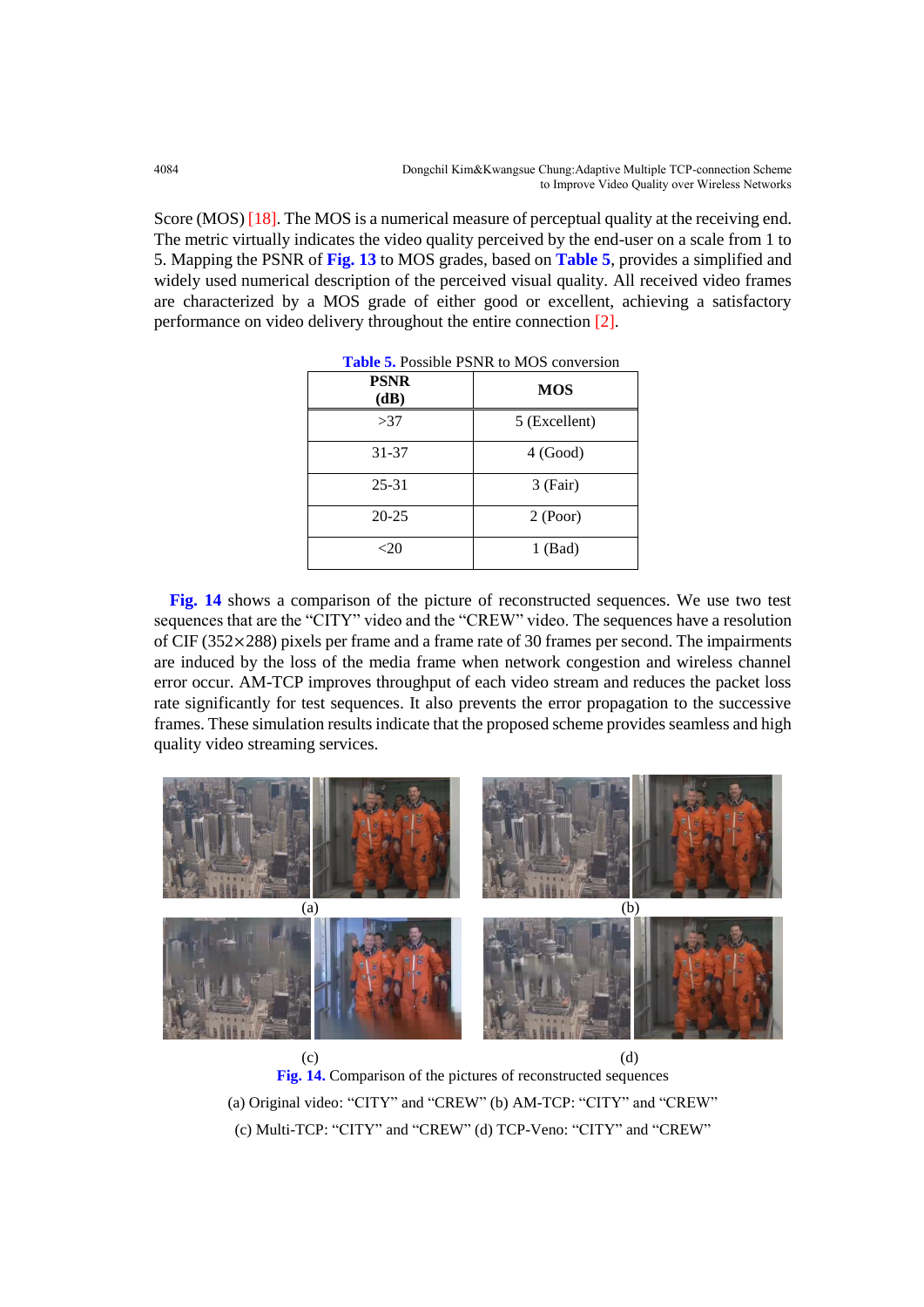Score (MOS) [18]. The MOS is a numerical measure of perceptual quality at the receiving end. The metric virtually indicates the video quality perceived by the end-user on a scale from 1 to 5. Mapping the PSNR of **Fig. 13** to MOS grades, based on **Table 5**, provides a simplified and widely used numerical description of the perceived visual quality. All received video frames are characterized by a MOS grade of either good or excellent, achieving a satisfactory performance on video delivery throughout the entire connection [2].

**Table 5.** Possible PSNR to MOS conversion

| PSNR (dB) | MOS |
|---|---|
| >37 | 5 (Excellent) |
| 31-37 | 4 (Good) |
| 25-31 | 3 (Fair) |
| 20-25 | 2 (Poor) |
| <20 | 1 (Bad) |

**Fig. 14** shows a comparison of the picture of reconstructed sequences. We use two test sequences that are the "CITY" video and the "CREW" video. The sequences have a resolution of CIF (352×288) pixels per frame and a frame rate of 30 frames per second. The impairments are induced by the loss of the media frame when network congestion and wireless channel error occur. AM-TCP improves throughput of each video stream and reduces the packet loss rate significantly for test sequences. It also prevents the error propagation to the successive frames. These simulation results indicate that the proposed scheme provides seamless and high quality video streaming services.

(a) (b) (c) (d)

**Fig. 14.** Comparison of the pictures of reconstructed sequences

(a) Original video: "CITY" and "CREW" (b) AM-TCP: "CITY" and "CREW"

(c) Multi-TCP: "CITY" and "CREW" (d) TCP-Veno: "CITY" and "CREW"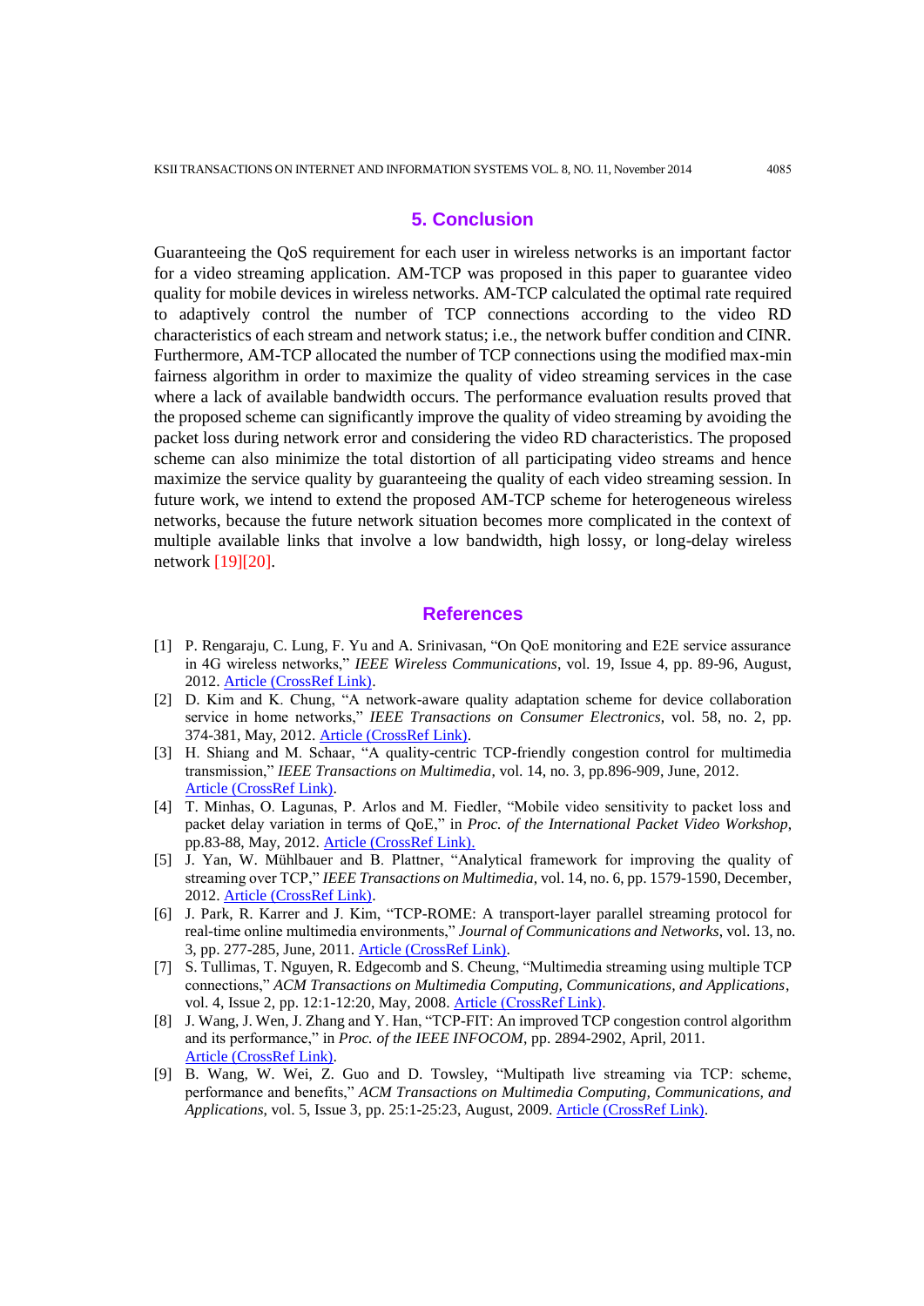## 5. Conclusion

Guaranteeing the QoS requirement for each user in wireless networks is an important factor for a video streaming application. AM-TCP was proposed in this paper to guarantee video quality for mobile devices in wireless networks. AM-TCP calculated the optimal rate required to adaptively control the number of TCP connections according to the video RD characteristics of each stream and network status; i.e., the network buffer condition and CINR. Furthermore, AM-TCP allocated the number of TCP connections using the modified max-min fairness algorithm in order to maximize the quality of video streaming services in the case where a lack of available bandwidth occurs. The performance evaluation results proved that the proposed scheme can significantly improve the quality of video streaming by avoiding the packet loss during network error and considering the video RD characteristics. The proposed scheme can also minimize the total distortion of all participating video streams and hence maximize the service quality by guaranteeing the quality of each video streaming session. In future work, we intend to extend the proposed AM-TCP scheme for heterogeneous wireless networks, because the future network situation becomes more complicated in the context of multiple available links that involve a low bandwidth, high lossy, or long-delay wireless network [19][20].

## References

[1] P. Rengaraju, C. Lung, F. Yu and A. Srinivasan, "On QoE monitoring and E2E service assurance in 4G wireless networks," *IEEE Wireless Communications*, vol. 19, Issue 4, pp. 89-96, August, 2012. Article (CrossRef Link).

[2] D. Kim and K. Chung, "A network-aware quality adaptation scheme for device collaboration service in home networks," *IEEE Transactions on Consumer Electronics*, vol. 58, no. 2, pp. 374-381, May, 2012. Article (CrossRef Link).

[3] H. Shiang and M. Schaar, "A quality-centric TCP-friendly congestion control for multimedia transmission," *IEEE Transactions on Multimedia*, vol. 14, no. 3, pp.896-909, June, 2012. Article (CrossRef Link).

[4] T. Minhas, O. Lagunas, P. Arlos and M. Fiedler, "Mobile video sensitivity to packet loss and packet delay variation in terms of QoE," in *Proc. of the International Packet Video Workshop*, pp.83-88, May, 2012. Article (CrossRef Link).

[5] J. Yan, W. Mühlbauer and B. Plattner, "Analytical framework for improving the quality of streaming over TCP," *IEEE Transactions on Multimedia*, vol. 14, no. 6, pp. 1579-1590, December, 2012. Article (CrossRef Link).

[6] J. Park, R. Karrer and J. Kim, "TCP-ROME: A transport-layer parallel streaming protocol for real-time online multimedia environments," *Journal of Communications and Networks*, vol. 13, no. 3, pp. 277-285, June, 2011. Article (CrossRef Link).

[7] S. Tullimas, T. Nguyen, R. Edgecomb and S. Cheung, "Multimedia streaming using multiple TCP connections," *ACM Transactions on Multimedia Computing, Communications, and Applications*, vol. 4, Issue 2, pp. 12:1-12:20, May, 2008. Article (CrossRef Link).

[8] J. Wang, J. Wen, J. Zhang and Y. Han, "TCP-FIT: An improved TCP congestion control algorithm and its performance," in *Proc. of the IEEE INFOCOM*, pp. 2894-2902, April, 2011. Article (CrossRef Link).

[9] B. Wang, W. Wei, Z. Guo and D. Towsley, "Multipath live streaming via TCP: scheme, performance and benefits," *ACM Transactions on Multimedia Computing, Communications, and Applications*, vol. 5, Issue 3, pp. 25:1-25:23, August, 2009. Article (CrossRef Link).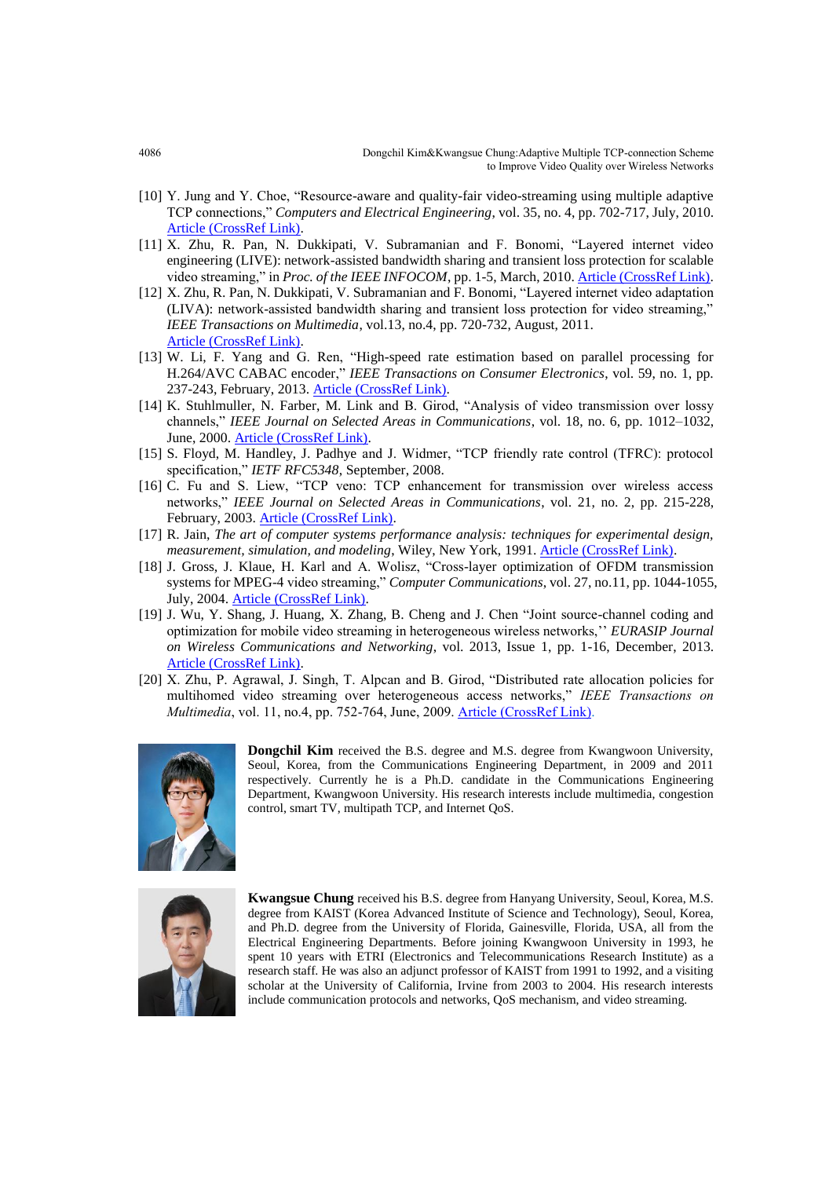[10] Y. Jung and Y. Choe, "Resource-aware and quality-fair video-streaming using multiple adaptive TCP connections," *Computers and Electrical Engineering*, vol. 35, no. 4, pp. 702-717, July, 2010. Article (CrossRef Link).

[11] X. Zhu, R. Pan, N. Dukkipati, V. Subramanian and F. Bonomi, "Layered internet video engineering (LIVE): network-assisted bandwidth sharing and transient loss protection for scalable video streaming," in *Proc. of the IEEE INFOCOM*, pp. 1-5, March, 2010. Article (CrossRef Link).

[12] X. Zhu, R. Pan, N. Dukkipati, V. Subramanian and F. Bonomi, "Layered internet video adaptation (LIVA): network-assisted bandwidth sharing and transient loss protection for video streaming," *IEEE Transactions on Multimedia*, vol.13, no.4, pp. 720-732, August, 2011. Article (CrossRef Link).

[13] W. Li, F. Yang and G. Ren, "High-speed rate estimation based on parallel processing for H.264/AVC CABAC encoder," *IEEE Transactions on Consumer Electronics*, vol. 59, no. 1, pp. 237-243, February, 2013. Article (CrossRef Link).

[14] K. Stuhlmuller, N. Farber, M. Link and B. Girod, "Analysis of video transmission over lossy channels," *IEEE Journal on Selected Areas in Communications*, vol. 18, no. 6, pp. 1012–1032, June, 2000. Article (CrossRef Link).

[15] S. Floyd, M. Handley, J. Padhye and J. Widmer, "TCP friendly rate control (TFRC): protocol specification," *IETF RFC5348*, September, 2008.

[16] C. Fu and S. Liew, "TCP veno: TCP enhancement for transmission over wireless access networks," *IEEE Journal on Selected Areas in Communications*, vol. 21, no. 2, pp. 215-228, February, 2003. Article (CrossRef Link).

[17] R. Jain, *The art of computer systems performance analysis: techniques for experimental design, measurement, simulation, and modeling*, Wiley, New York, 1991. Article (CrossRef Link).

[18] J. Gross, J. Klaue, H. Karl and A. Wolisz, "Cross-layer optimization of OFDM transmission systems for MPEG-4 video streaming," *Computer Communications*, vol. 27, no.11, pp. 1044-1055, July, 2004. Article (CrossRef Link).

[19] J. Wu, Y. Shang, J. Huang, X. Zhang, B. Cheng and J. Chen "Joint source-channel coding and optimization for mobile video streaming in heterogeneous wireless networks,'' *EURASIP Journal on Wireless Communications and Networking*, vol. 2013, Issue 1, pp. 1-16, December, 2013. Article (CrossRef Link).

[20] X. Zhu, P. Agrawal, J. Singh, T. Alpcan and B. Girod, "Distributed rate allocation policies for multihomed video streaming over heterogeneous access networks," *IEEE Transactions on Multimedia*, vol. 11, no.4, pp. 752-764, June, 2009. Article (CrossRef Link).

**Dongchil Kim** received the B.S. degree and M.S. degree from Kwangwoon University, Seoul, Korea, from the Communications Engineering Department, in 2009 and 2011 respectively. Currently he is a Ph.D. candidate in the Communications Engineering Department, Kwangwoon University. His research interests include multimedia, congestion control, smart TV, multipath TCP, and Internet QoS.

**Kwangsue Chung** received his B.S. degree from Hanyang University, Seoul, Korea, M.S. degree from KAIST (Korea Advanced Institute of Science and Technology), Seoul, Korea, and Ph.D. degree from the University of Florida, Gainesville, Florida, USA, all from the Electrical Engineering Departments. Before joining Kwangwoon University in 1993, he spent 10 years with ETRI (Electronics and Telecommunications Research Institute) as a research staff. He was also an adjunct professor of KAIST from 1991 to 1992, and a visiting scholar at the University of California, Irvine from 2003 to 2004. His research interests include communication protocols and networks, QoS mechanism, and video streaming.